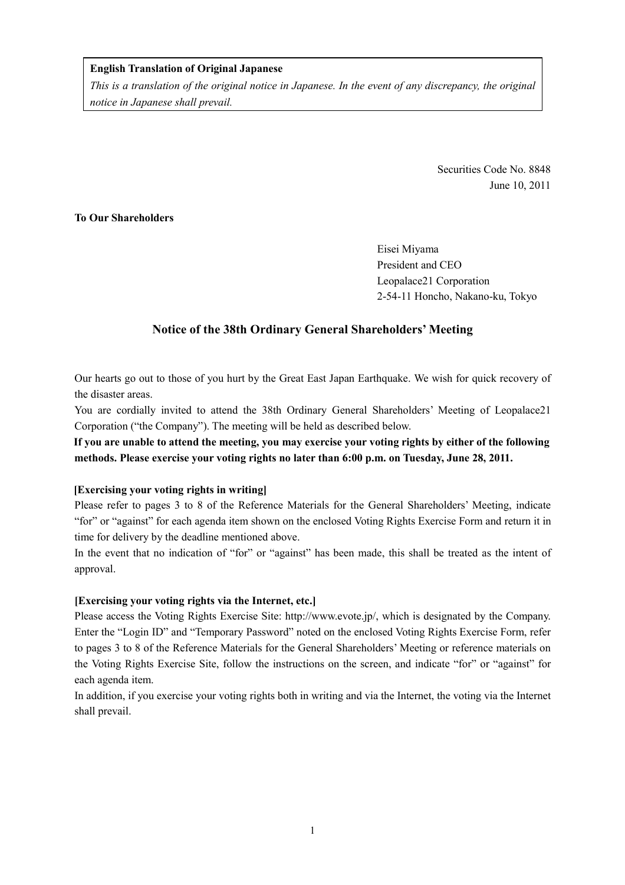**English Translation of Original Japanese**

*This is a translation of the original notice in Japanese. In the event of any discrepancy, the original notice in Japanese shall prevail.*

Securities Code No. 8848
June 10, 2011

**To Our Shareholders**

Eisei Miyama
President and CEO
Leopalace21 Corporation
2-54-11 Honcho, Nakano-ku, Tokyo

## Notice of the 38th Ordinary General Shareholders' Meeting

Our hearts go out to those of you hurt by the Great East Japan Earthquake. We wish for quick recovery of the disaster areas.

You are cordially invited to attend the 38th Ordinary General Shareholders' Meeting of Leopalace21 Corporation ("the Company"). The meeting will be held as described below.

**If you are unable to attend the meeting, you may exercise your voting rights by either of the following methods. Please exercise your voting rights no later than 6:00 p.m. on Tuesday, June 28, 2011.**

**[Exercising your voting rights in writing]**

Please refer to pages 3 to 8 of the Reference Materials for the General Shareholders' Meeting, indicate "for" or "against" for each agenda item shown on the enclosed Voting Rights Exercise Form and return it in time for delivery by the deadline mentioned above.

In the event that no indication of "for" or "against" has been made, this shall be treated as the intent of approval.

**[Exercising your voting rights via the Internet, etc.]**

Please access the Voting Rights Exercise Site: http://www.evote.jp/, which is designated by the Company. Enter the "Login ID" and "Temporary Password" noted on the enclosed Voting Rights Exercise Form, refer to pages 3 to 8 of the Reference Materials for the General Shareholders' Meeting or reference materials on the Voting Rights Exercise Site, follow the instructions on the screen, and indicate "for" or "against" for each agenda item.

In addition, if you exercise your voting rights both in writing and via the Internet, the voting via the Internet shall prevail.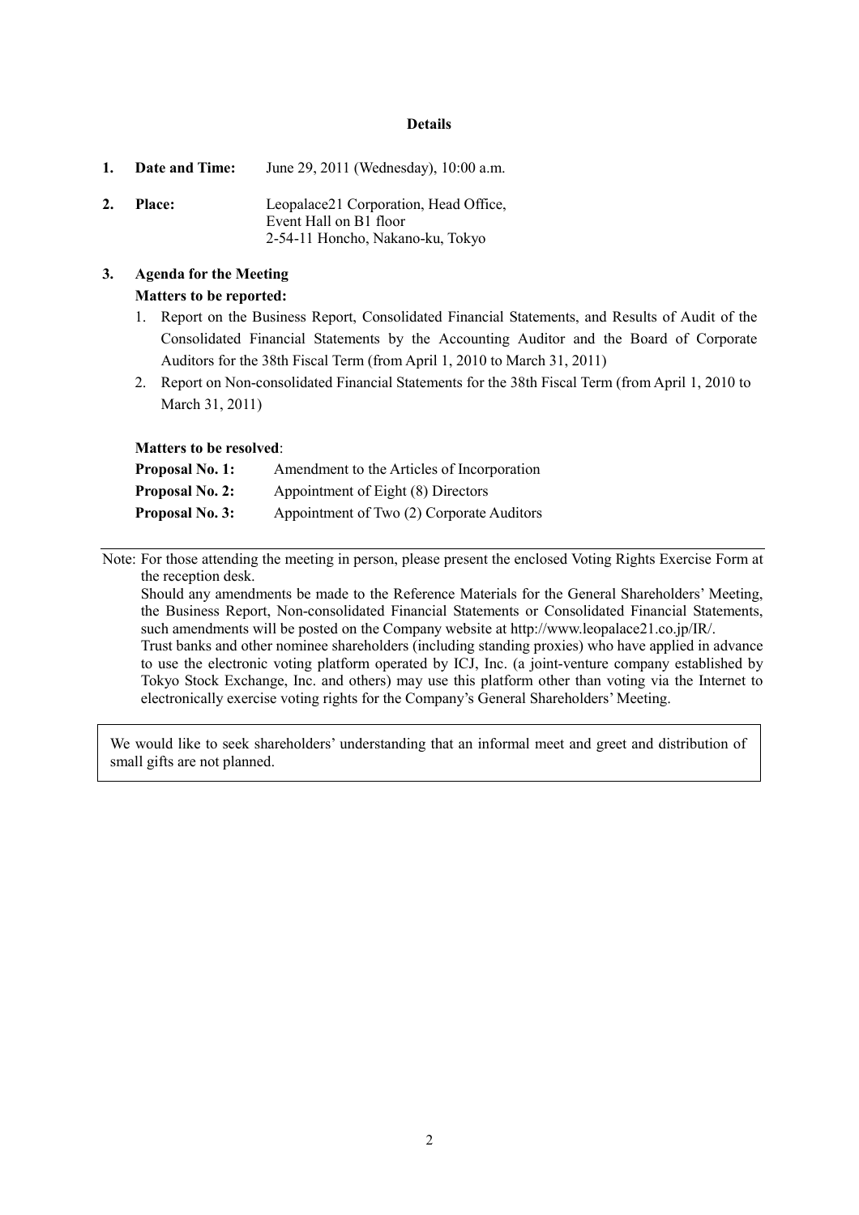**Details**

1. **Date and Time:** June 29, 2011 (Wednesday), 10:00 a.m.

2. **Place:** Leopalace21 Corporation, Head Office,
   Event Hall on B1 floor
   2-54-11 Honcho, Nakano-ku, Tokyo

3. **Agenda for the Meeting**

   **Matters to be reported:**

   1. Report on the Business Report, Consolidated Financial Statements, and Results of Audit of the Consolidated Financial Statements by the Accounting Auditor and the Board of Corporate Auditors for the 38th Fiscal Term (from April 1, 2010 to March 31, 2011)
   2. Report on Non-consolidated Financial Statements for the 38th Fiscal Term (from April 1, 2010 to March 31, 2011)

   **Matters to be resolved**:

   **Proposal No. 1:** Amendment to the Articles of Incorporation
   **Proposal No. 2:** Appointment of Eight (8) Directors
   **Proposal No. 3:** Appointment of Two (2) Corporate Auditors

---

Note: For those attending the meeting in person, please present the enclosed Voting Rights Exercise Form at the reception desk.
Should any amendments be made to the Reference Materials for the General Shareholders' Meeting, the Business Report, Non-consolidated Financial Statements or Consolidated Financial Statements, such amendments will be posted on the Company website at http://www.leopalace21.co.jp/IR/.
Trust banks and other nominee shareholders (including standing proxies) who have applied in advance to use the electronic voting platform operated by ICJ, Inc. (a joint-venture company established by Tokyo Stock Exchange, Inc. and others) may use this platform other than voting via the Internet to electronically exercise voting rights for the Company's General Shareholders' Meeting.

We would like to seek shareholders' understanding that an informal meet and greet and distribution of small gifts are not planned.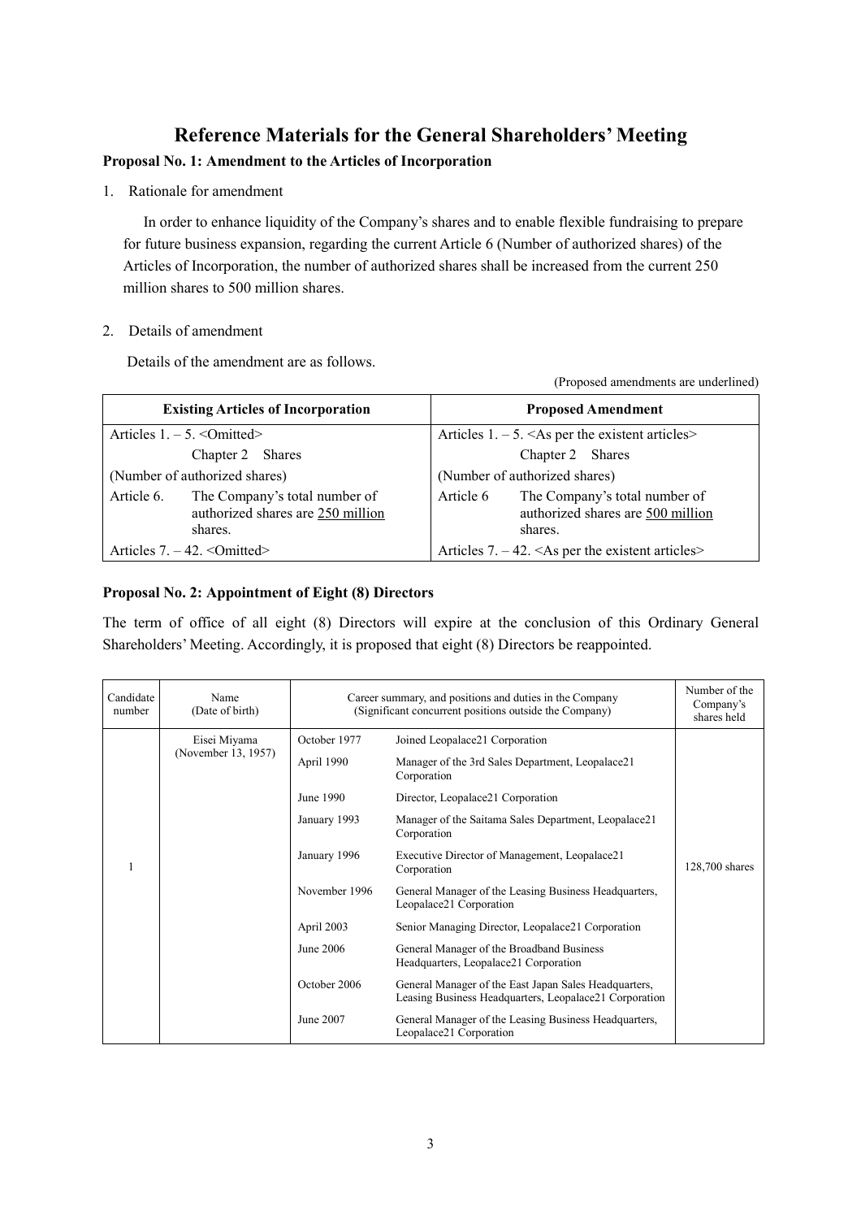# Reference Materials for the General Shareholders' Meeting

**Proposal No. 1: Amendment to the Articles of Incorporation**

1. Rationale for amendment

In order to enhance liquidity of the Company's shares and to enable flexible fundraising to prepare for future business expansion, regarding the current Article 6 (Number of authorized shares) of the Articles of Incorporation, the number of authorized shares shall be increased from the current 250 million shares to 500 million shares.

2. Details of amendment

Details of the amendment are as follows.

(Proposed amendments are underlined)

| Existing Articles of Incorporation | Proposed Amendment |
|---|---|
| Articles 1. – 5. <Omitted> | Articles 1. – 5. <As per the existent articles> |
| Chapter 2 Shares | Chapter 2 Shares |
| (Number of authorized shares) | (Number of authorized shares) |
| Article 6. The Company's total number of authorized shares are <u>250 million</u> shares. | Article 6 The Company's total number of authorized shares are <u>500 million</u> shares. |
| Articles 7. – 42. <Omitted> | Articles 7. – 42. <As per the existent articles> |

**Proposal No. 2: Appointment of Eight (8) Directors**

The term of office of all eight (8) Directors will expire at the conclusion of this Ordinary General Shareholders' Meeting. Accordingly, it is proposed that eight (8) Directors be reappointed.

| Candidate number | Name (Date of birth) | Career summary, and positions and duties in the Company (Significant concurrent positions outside the Company) | | Number of the Company's shares held |
|---|---|---|---|---|
| 1 | Eisei Miyama (November 13, 1957) | October 1977 | Joined Leopalace21 Corporation | 128,700 shares |
| | | April 1990 | Manager of the 3rd Sales Department, Leopalace21 Corporation | |
| | | June 1990 | Director, Leopalace21 Corporation | |
| | | January 1993 | Manager of the Saitama Sales Department, Leopalace21 Corporation | |
| | | January 1996 | Executive Director of Management, Leopalace21 Corporation | |
| | | November 1996 | General Manager of the Leasing Business Headquarters, Leopalace21 Corporation | |
| | | April 2003 | Senior Managing Director, Leopalace21 Corporation | |
| | | June 2006 | General Manager of the Broadband Business Headquarters, Leopalace21 Corporation | |
| | | October 2006 | General Manager of the East Japan Sales Headquarters, Leasing Business Headquarters, Leopalace21 Corporation | |
| | | June 2007 | General Manager of the Leasing Business Headquarters, Leopalace21 Corporation | |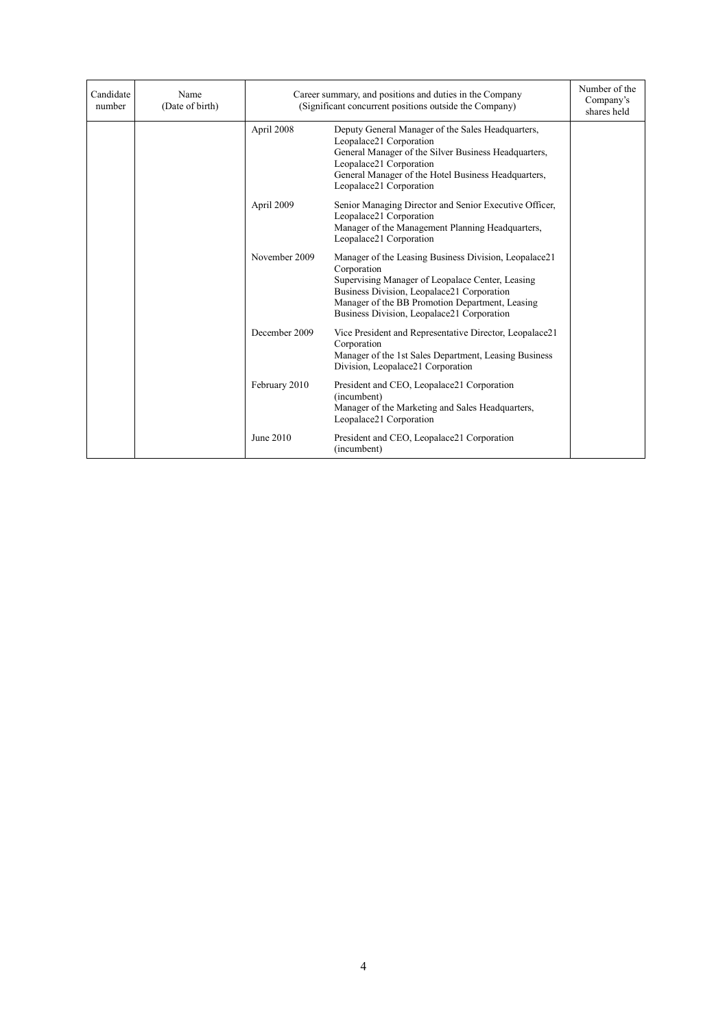| Candidate number | Name (Date of birth) | Career summary, and positions and duties in the Company (Significant concurrent positions outside the Company) | | Number of the Company's shares held |
|---|---|---|---|---|
| | | April 2008 | Deputy General Manager of the Sales Headquarters, Leopalace21 Corporation<br>General Manager of the Silver Business Headquarters, Leopalace21 Corporation<br>General Manager of the Hotel Business Headquarters, Leopalace21 Corporation | |
| | | April 2009 | Senior Managing Director and Senior Executive Officer, Leopalace21 Corporation<br>Manager of the Management Planning Headquarters, Leopalace21 Corporation | |
| | | November 2009 | Manager of the Leasing Business Division, Leopalace21 Corporation<br>Supervising Manager of Leopalace Center, Leasing Business Division, Leopalace21 Corporation<br>Manager of the BB Promotion Department, Leasing Business Division, Leopalace21 Corporation | |
| | | December 2009 | Vice President and Representative Director, Leopalace21 Corporation<br>Manager of the 1st Sales Department, Leasing Business Division, Leopalace21 Corporation | |
| | | February 2010 | President and CEO, Leopalace21 Corporation (incumbent)<br>Manager of the Marketing and Sales Headquarters, Leopalace21 Corporation | |
| | | June 2010 | President and CEO, Leopalace21 Corporation (incumbent) | |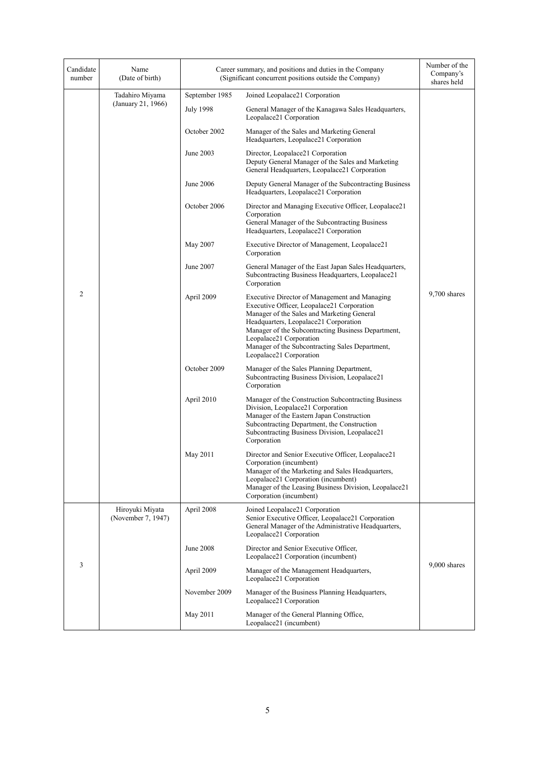| Candidate number | Name (Date of birth) | Career summary, and positions and duties in the Company (Significant concurrent positions outside the Company) | | Number of the Company's shares held |
|---|---|---|---|---|
| 2 | Tadahiro Miyama (January 21, 1966) | September 1985 | Joined Leopalace21 Corporation | 9,700 shares |
| | | July 1998 | General Manager of the Kanagawa Sales Headquarters, Leopalace21 Corporation | |
| | | October 2002 | Manager of the Sales and Marketing General Headquarters, Leopalace21 Corporation | |
| | | June 2003 | Director, Leopalace21 Corporation<br>Deputy General Manager of the Sales and Marketing General Headquarters, Leopalace21 Corporation | |
| | | June 2006 | Deputy General Manager of the Subcontracting Business Headquarters, Leopalace21 Corporation | |
| | | October 2006 | Director and Managing Executive Officer, Leopalace21 Corporation<br>General Manager of the Subcontracting Business Headquarters, Leopalace21 Corporation | |
| | | May 2007 | Executive Director of Management, Leopalace21 Corporation | |
| | | June 2007 | General Manager of the East Japan Sales Headquarters, Subcontracting Business Headquarters, Leopalace21 Corporation | |
| | | April 2009 | Executive Director of Management and Managing Executive Officer, Leopalace21 Corporation<br>Manager of the Sales and Marketing General Headquarters, Leopalace21 Corporation<br>Manager of the Subcontracting Business Department, Leopalace21 Corporation<br>Manager of the Subcontracting Sales Department, Leopalace21 Corporation | |
| | | October 2009 | Manager of the Sales Planning Department, Subcontracting Business Division, Leopalace21 Corporation | |
| | | April 2010 | Manager of the Construction Subcontracting Business Division, Leopalace21 Corporation<br>Manager of the Eastern Japan Construction Subcontracting Department, the Construction Subcontracting Business Division, Leopalace21 Corporation | |
| | | May 2011 | Director and Senior Executive Officer, Leopalace21 Corporation (incumbent)<br>Manager of the Marketing and Sales Headquarters, Leopalace21 Corporation (incumbent)<br>Manager of the Leasing Business Division, Leopalace21 Corporation (incumbent) | |
| 3 | Hiroyuki Miyata (November 7, 1947) | April 2008 | Joined Leopalace21 Corporation<br>Senior Executive Officer, Leopalace21 Corporation<br>General Manager of the Administrative Headquarters, Leopalace21 Corporation | 9,000 shares |
| | | June 2008 | Director and Senior Executive Officer, Leopalace21 Corporation (incumbent) | |
| | | April 2009 | Manager of the Management Headquarters, Leopalace21 Corporation | |
| | | November 2009 | Manager of the Business Planning Headquarters, Leopalace21 Corporation | |
| | | May 2011 | Manager of the General Planning Office, Leopalace21 (incumbent) | |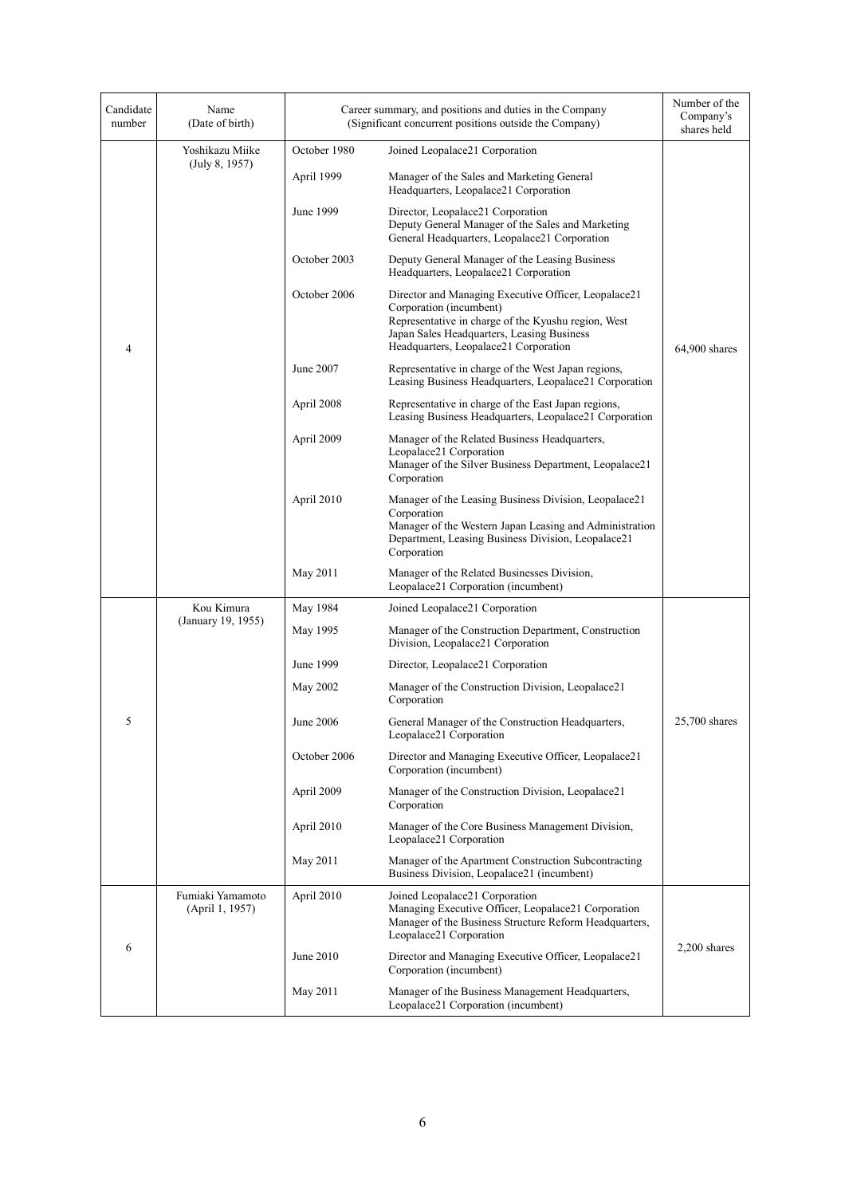| Candidate number | Name (Date of birth) | Career summary, and positions and duties in the Company (Significant concurrent positions outside the Company) | | Number of the Company's shares held |
|---|---|---|---|---|
| 4 | Yoshikazu Miike (July 8, 1957) | October 1980 | Joined Leopalace21 Corporation | 64,900 shares |
| | | April 1999 | Manager of the Sales and Marketing General Headquarters, Leopalace21 Corporation | |
| | | June 1999 | Director, Leopalace21 Corporation<br>Deputy General Manager of the Sales and Marketing General Headquarters, Leopalace21 Corporation | |
| | | October 2003 | Deputy General Manager of the Leasing Business Headquarters, Leopalace21 Corporation | |
| | | October 2006 | Director and Managing Executive Officer, Leopalace21 Corporation (incumbent)<br>Representative in charge of the Kyushu region, West Japan Sales Headquarters, Leasing Business Headquarters, Leopalace21 Corporation | |
| | | June 2007 | Representative in charge of the West Japan regions, Leasing Business Headquarters, Leopalace21 Corporation | |
| | | April 2008 | Representative in charge of the East Japan regions, Leasing Business Headquarters, Leopalace21 Corporation | |
| | | April 2009 | Manager of the Related Business Headquarters, Leopalace21 Corporation<br>Manager of the Silver Business Department, Leopalace21 Corporation | |
| | | April 2010 | Manager of the Leasing Business Division, Leopalace21 Corporation<br>Manager of the Western Japan Leasing and Administration Department, Leasing Business Division, Leopalace21 Corporation | |
| | | May 2011 | Manager of the Related Businesses Division, Leopalace21 Corporation (incumbent) | |
| 5 | Kou Kimura (January 19, 1955) | May 1984 | Joined Leopalace21 Corporation | 25,700 shares |
| | | May 1995 | Manager of the Construction Department, Construction Division, Leopalace21 Corporation | |
| | | June 1999 | Director, Leopalace21 Corporation | |
| | | May 2002 | Manager of the Construction Division, Leopalace21 Corporation | |
| | | June 2006 | General Manager of the Construction Headquarters, Leopalace21 Corporation | |
| | | October 2006 | Director and Managing Executive Officer, Leopalace21 Corporation (incumbent) | |
| | | April 2009 | Manager of the Construction Division, Leopalace21 Corporation | |
| | | April 2010 | Manager of the Core Business Management Division, Leopalace21 Corporation | |
| | | May 2011 | Manager of the Apartment Construction Subcontracting Business Division, Leopalace21 (incumbent) | |
| 6 | Fumiaki Yamamoto (April 1, 1957) | April 2010 | Joined Leopalace21 Corporation<br>Managing Executive Officer, Leopalace21 Corporation<br>Manager of the Business Structure Reform Headquarters, Leopalace21 Corporation | 2,200 shares |
| | | June 2010 | Director and Managing Executive Officer, Leopalace21 Corporation (incumbent) | |
| | | May 2011 | Manager of the Business Management Headquarters, Leopalace21 Corporation (incumbent) | |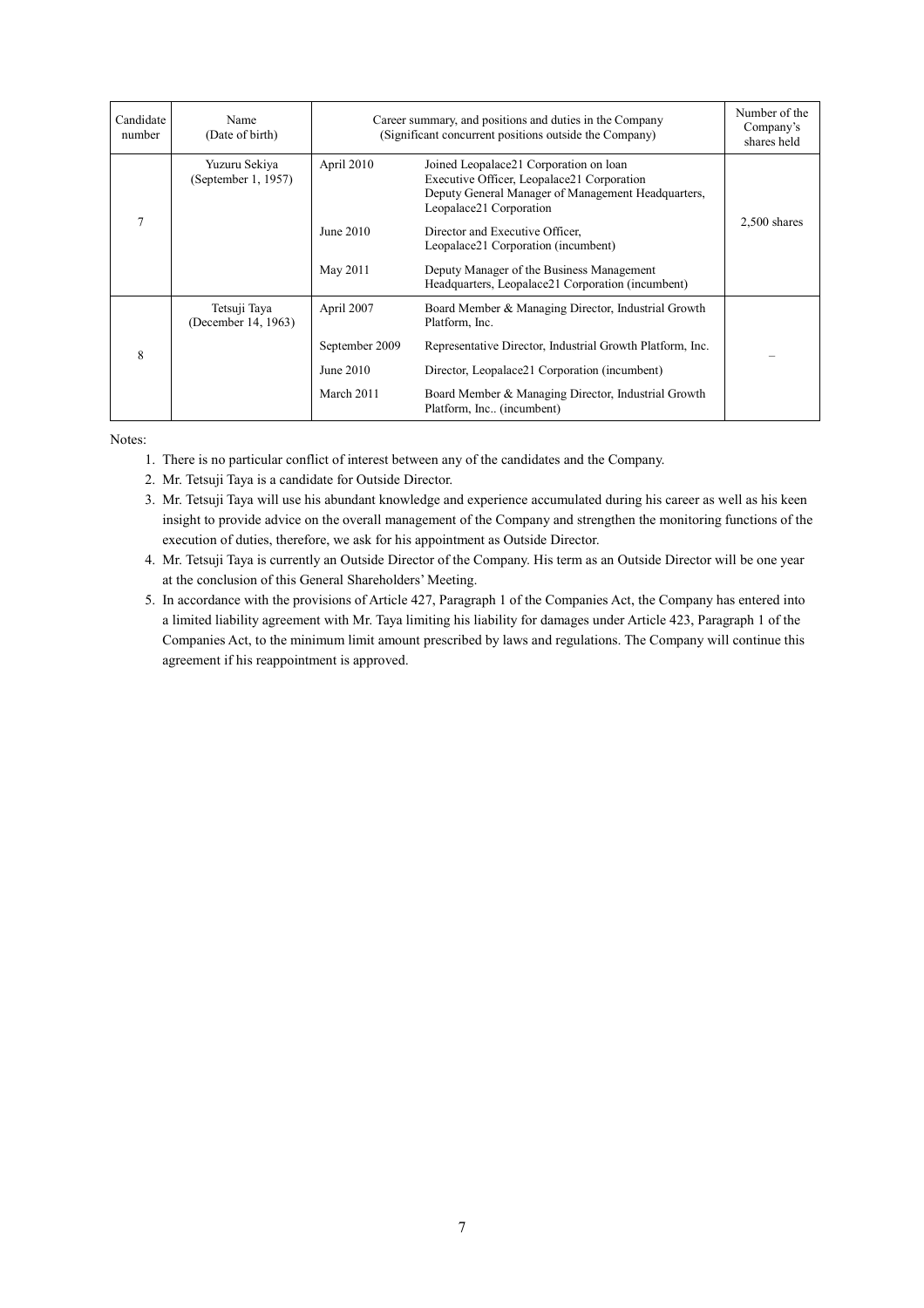| Candidate number | Name (Date of birth) | Career summary, and positions and duties in the Company (Significant concurrent positions outside the Company) | | Number of the Company's shares held |
|---|---|---|---|---|
| 7 | Yuzuru Sekiya (September 1, 1957) | April 2010 | Joined Leopalace21 Corporation on loan<br>Executive Officer, Leopalace21 Corporation<br>Deputy General Manager of Management Headquarters, Leopalace21 Corporation | 2,500 shares |
| | | June 2010 | Director and Executive Officer, Leopalace21 Corporation (incumbent) | |
| | | May 2011 | Deputy Manager of the Business Management Headquarters, Leopalace21 Corporation (incumbent) | |
| 8 | Tetsuji Taya (December 14, 1963) | April 2007 | Board Member & Managing Director, Industrial Growth Platform, Inc. | – |
| | | September 2009 | Representative Director, Industrial Growth Platform, Inc. | |
| | | June 2010 | Director, Leopalace21 Corporation (incumbent) | |
| | | March 2011 | Board Member & Managing Director, Industrial Growth Platform, Inc.. (incumbent) | |

Notes:

1. There is no particular conflict of interest between any of the candidates and the Company.
2. Mr. Tetsuji Taya is a candidate for Outside Director.
3. Mr. Tetsuji Taya will use his abundant knowledge and experience accumulated during his career as well as his keen insight to provide advice on the overall management of the Company and strengthen the monitoring functions of the execution of duties, therefore, we ask for his appointment as Outside Director.
4. Mr. Tetsuji Taya is currently an Outside Director of the Company. His term as an Outside Director will be one year at the conclusion of this General Shareholders' Meeting.
5. In accordance with the provisions of Article 427, Paragraph 1 of the Companies Act, the Company has entered into a limited liability agreement with Mr. Taya limiting his liability for damages under Article 423, Paragraph 1 of the Companies Act, to the minimum limit amount prescribed by laws and regulations. The Company will continue this agreement if his reappointment is approved.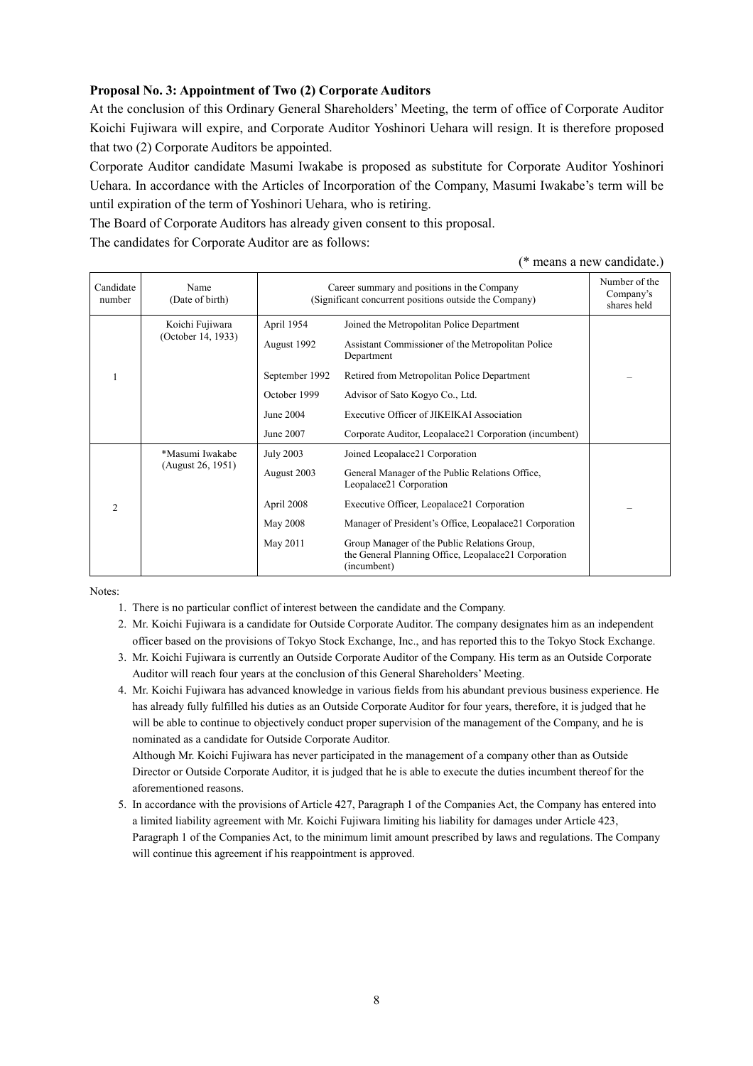**Proposal No. 3: Appointment of Two (2) Corporate Auditors**

At the conclusion of this Ordinary General Shareholders' Meeting, the term of office of Corporate Auditor Koichi Fujiwara will expire, and Corporate Auditor Yoshinori Uehara will resign. It is therefore proposed that two (2) Corporate Auditors be appointed.

Corporate Auditor candidate Masumi Iwakabe is proposed as substitute for Corporate Auditor Yoshinori Uehara. In accordance with the Articles of Incorporation of the Company, Masumi Iwakabe's term will be until expiration of the term of Yoshinori Uehara, who is retiring.

The Board of Corporate Auditors has already given consent to this proposal.

The candidates for Corporate Auditor are as follows:

(* means a new candidate.)

| Candidate number | Name (Date of birth) | Career summary and positions in the Company (Significant concurrent positions outside the Company) | | Number of the Company's shares held |
|---|---|---|---|---|
| 1 | Koichi Fujiwara (October 14, 1933) | April 1954 | Joined the Metropolitan Police Department | – |
| | | August 1992 | Assistant Commissioner of the Metropolitan Police Department | |
| | | September 1992 | Retired from Metropolitan Police Department | |
| | | October 1999 | Advisor of Sato Kogyo Co., Ltd. | |
| | | June 2004 | Executive Officer of JIKEIKAI Association | |
| | | June 2007 | Corporate Auditor, Leopalace21 Corporation (incumbent) | |
| 2 | *Masumi Iwakabe (August 26, 1951) | July 2003 | Joined Leopalace21 Corporation | – |
| | | August 2003 | General Manager of the Public Relations Office, Leopalace21 Corporation | |
| | | April 2008 | Executive Officer, Leopalace21 Corporation | |
| | | May 2008 | Manager of President's Office, Leopalace21 Corporation | |
| | | May 2011 | Group Manager of the Public Relations Group, the General Planning Office, Leopalace21 Corporation (incumbent) | |

Notes:

1. There is no particular conflict of interest between the candidate and the Company.
2. Mr. Koichi Fujiwara is a candidate for Outside Corporate Auditor. The company designates him as an independent officer based on the provisions of Tokyo Stock Exchange, Inc., and has reported this to the Tokyo Stock Exchange.
3. Mr. Koichi Fujiwara is currently an Outside Corporate Auditor of the Company. His term as an Outside Corporate Auditor will reach four years at the conclusion of this General Shareholders' Meeting.
4. Mr. Koichi Fujiwara has advanced knowledge in various fields from his abundant previous business experience. He has already fully fulfilled his duties as an Outside Corporate Auditor for four years, therefore, it is judged that he will be able to continue to objectively conduct proper supervision of the management of the Company, and he is nominated as a candidate for Outside Corporate Auditor.
   Although Mr. Koichi Fujiwara has never participated in the management of a company other than as Outside Director or Outside Corporate Auditor, it is judged that he is able to execute the duties incumbent thereof for the aforementioned reasons.
5. In accordance with the provisions of Article 427, Paragraph 1 of the Companies Act, the Company has entered into a limited liability agreement with Mr. Koichi Fujiwara limiting his liability for damages under Article 423, Paragraph 1 of the Companies Act, to the minimum limit amount prescribed by laws and regulations. The Company will continue this agreement if his reappointment is approved.